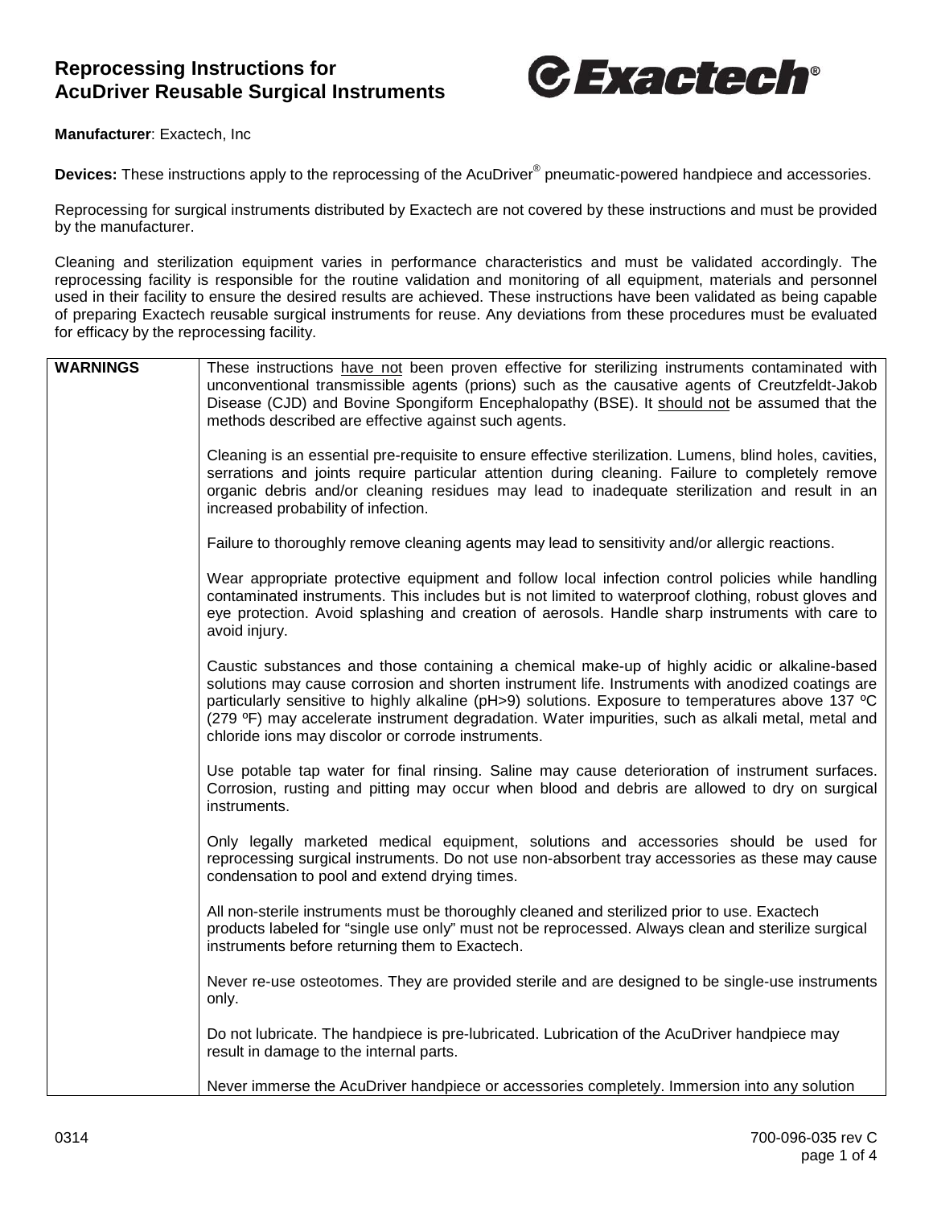# Reprocessing Instructions for AcuDriver Reusable Surgical Instruments

**Exactech®**

**Manufacturer**: Exactech, Inc

**Devices:** These instructions apply to the reprocessing of the AcuDriver® pneumatic-powered handpiece and accessories.

Reprocessing for surgical instruments distributed by Exactech are not covered by these instructions and must be provided by the manufacturer.

Cleaning and sterilization equipment varies in performance characteristics and must be validated accordingly. The reprocessing facility is responsible for the routine validation and monitoring of all equipment, materials and personnel used in their facility to ensure the desired results are achieved. These instructions have been validated as being capable of preparing Exactech reusable surgical instruments for reuse. Any deviations from these procedures must be evaluated for efficacy by the reprocessing facility.

| **WARNINGS** | These instructions <u>have not</u> been proven effective for sterilizing instruments contaminated with unconventional transmissible agents (prions) such as the causative agents of Creutzfeldt-Jakob Disease (CJD) and Bovine Spongiform Encephalopathy (BSE). It <u>should not</u> be assumed that the methods described are effective against such agents.<br><br>Cleaning is an essential pre-requisite to ensure effective sterilization. Lumens, blind holes, cavities, serrations and joints require particular attention during cleaning. Failure to completely remove organic debris and/or cleaning residues may lead to inadequate sterilization and result in an increased probability of infection.<br><br>Failure to thoroughly remove cleaning agents may lead to sensitivity and/or allergic reactions.<br><br>Wear appropriate protective equipment and follow local infection control policies while handling contaminated instruments. This includes but is not limited to waterproof clothing, robust gloves and eye protection. Avoid splashing and creation of aerosols. Handle sharp instruments with care to avoid injury.<br><br>Caustic substances and those containing a chemical make-up of highly acidic or alkaline-based solutions may cause corrosion and shorten instrument life. Instruments with anodized coatings are particularly sensitive to highly alkaline (pH>9) solutions. Exposure to temperatures above 137 ºC (279 ºF) may accelerate instrument degradation. Water impurities, such as alkali metal, metal and chloride ions may discolor or corrode instruments.<br><br>Use potable tap water for final rinsing. Saline may cause deterioration of instrument surfaces. Corrosion, rusting and pitting may occur when blood and debris are allowed to dry on surgical instruments.<br><br>Only legally marketed medical equipment, solutions and accessories should be used for reprocessing surgical instruments. Do not use non-absorbent tray accessories as these may cause condensation to pool and extend drying times.<br><br>All non-sterile instruments must be thoroughly cleaned and sterilized prior to use. Exactech products labeled for "single use only" must not be reprocessed. Always clean and sterilize surgical instruments before returning them to Exactech.<br><br>Never re-use osteotomes. They are provided sterile and are designed to be single-use instruments only.<br><br>Do not lubricate. The handpiece is pre-lubricated. Lubrication of the AcuDriver handpiece may result in damage to the internal parts.<br><br>Never immerse the AcuDriver handpiece or accessories completely. Immersion into any solution |
|---|---|

0314

700-096-035 rev C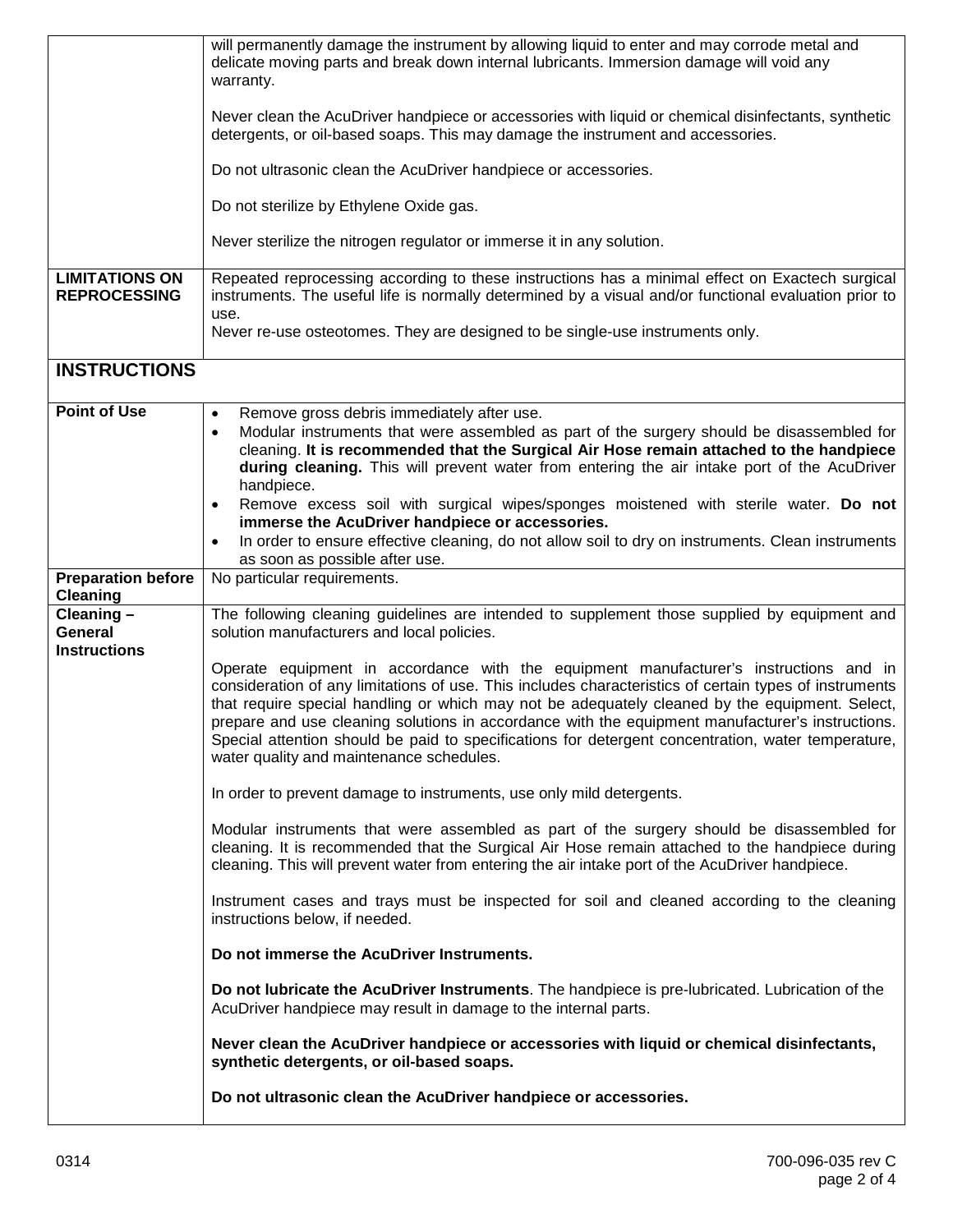| | |
|---|---|
| | will permanently damage the instrument by allowing liquid to enter and may corrode metal and delicate moving parts and break down internal lubricants. Immersion damage will void any warranty.<br><br>Never clean the AcuDriver handpiece or accessories with liquid or chemical disinfectants, synthetic detergents, or oil-based soaps. This may damage the instrument and accessories.<br><br>Do not ultrasonic clean the AcuDriver handpiece or accessories.<br><br>Do not sterilize by Ethylene Oxide gas.<br><br>Never sterilize the nitrogen regulator or immerse it in any solution. |
| **LIMITATIONS ON REPROCESSING** | Repeated reprocessing according to these instructions has a minimal effect on Exactech surgical instruments. The useful life is normally determined by a visual and/or functional evaluation prior to use.<br>Never re-use osteotomes. They are designed to be single-use instruments only. |
| **INSTRUCTIONS** | |
| **Point of Use** | • Remove gross debris immediately after use.<br>• Modular instruments that were assembled as part of the surgery should be disassembled for cleaning. **It is recommended that the Surgical Air Hose remain attached to the handpiece during cleaning.** This will prevent water from entering the air intake port of the AcuDriver handpiece.<br>• Remove excess soil with surgical wipes/sponges moistened with sterile water. **Do not immerse the AcuDriver handpiece or accessories.**<br>• In order to ensure effective cleaning, do not allow soil to dry on instruments. Clean instruments as soon as possible after use. |
| **Preparation before Cleaning** | No particular requirements. |
| **Cleaning – General Instructions** | The following cleaning guidelines are intended to supplement those supplied by equipment and solution manufacturers and local policies.<br><br>Operate equipment in accordance with the equipment manufacturer's instructions and in consideration of any limitations of use. This includes characteristics of certain types of instruments that require special handling or which may not be adequately cleaned by the equipment. Select, prepare and use cleaning solutions in accordance with the equipment manufacturer's instructions. Special attention should be paid to specifications for detergent concentration, water temperature, water quality and maintenance schedules.<br><br>In order to prevent damage to instruments, use only mild detergents.<br><br>Modular instruments that were assembled as part of the surgery should be disassembled for cleaning. It is recommended that the Surgical Air Hose remain attached to the handpiece during cleaning. This will prevent water from entering the air intake port of the AcuDriver handpiece.<br><br>Instrument cases and trays must be inspected for soil and cleaned according to the cleaning instructions below, if needed.<br><br>**Do not immerse the AcuDriver Instruments.**<br><br>**Do not lubricate the AcuDriver Instruments**. The handpiece is pre-lubricated. Lubrication of the AcuDriver handpiece may result in damage to the internal parts.<br><br>**Never clean the AcuDriver handpiece or accessories with liquid or chemical disinfectants, synthetic detergents, or oil-based soaps.**<br><br>**Do not ultrasonic clean the AcuDriver handpiece or accessories.** |

0314

700-096-035 rev C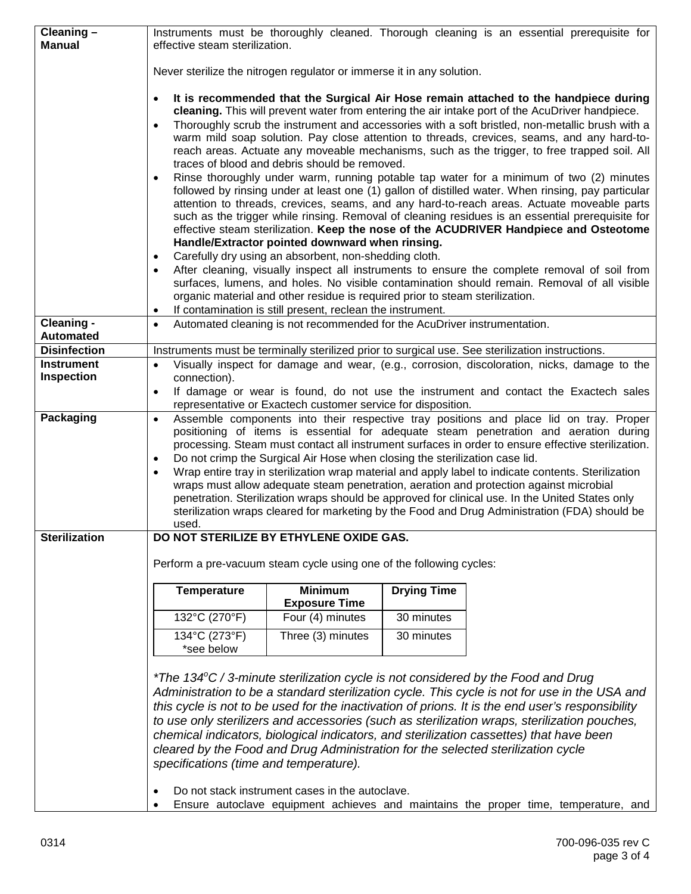| | |
|---|---|
| **Cleaning – Manual** | Instruments must be thoroughly cleaned. Thorough cleaning is an essential prerequisite for effective steam sterilization.<br><br>Never sterilize the nitrogen regulator or immerse it in any solution.<br><br>• **It is recommended that the Surgical Air Hose remain attached to the handpiece during cleaning.** This will prevent water from entering the air intake port of the AcuDriver handpiece.<br>• Thoroughly scrub the instrument and accessories with a soft bristled, non-metallic brush with a warm mild soap solution. Pay close attention to threads, crevices, seams, and any hard-to-reach areas. Actuate any moveable mechanisms, such as the trigger, to free trapped soil. All traces of blood and debris should be removed.<br>• Rinse thoroughly under warm, running potable tap water for a minimum of two (2) minutes followed by rinsing under at least one (1) gallon of distilled water. When rinsing, pay particular attention to threads, crevices, seams, and any hard-to-reach areas. Actuate moveable parts such as the trigger while rinsing. Removal of cleaning residues is an essential prerequisite for effective steam sterilization. **Keep the nose of the ACUDRIVER Handpiece and Osteotome Handle/Extractor pointed downward when rinsing.**<br>• Carefully dry using an absorbent, non-shedding cloth.<br>• After cleaning, visually inspect all instruments to ensure the complete removal of soil from surfaces, lumens, and holes. No visible contamination should remain. Removal of all visible organic material and other residue is required prior to steam sterilization.<br>• If contamination is still present, reclean the instrument. |
| **Cleaning - Automated** | • Automated cleaning is not recommended for the AcuDriver instrumentation. |
| **Disinfection** | Instruments must be terminally sterilized prior to surgical use. See sterilization instructions. |
| **Instrument Inspection** | • Visually inspect for damage and wear, (e.g., corrosion, discoloration, nicks, damage to the connection).<br>• If damage or wear is found, do not use the instrument and contact the Exactech sales representative or Exactech customer service for disposition. |
| **Packaging** | • Assemble components into their respective tray positions and place lid on tray. Proper positioning of items is essential for adequate steam penetration and aeration during processing. Steam must contact all instrument surfaces in order to ensure effective sterilization.<br>• Do not crimp the Surgical Air Hose when closing the sterilization case lid.<br>• Wrap entire tray in sterilization wrap material and apply label to indicate contents. Sterilization wraps must allow adequate steam penetration, aeration and protection against microbial penetration. Sterilization wraps should be approved for clinical use. In the United States only sterilization wraps cleared for marketing by the Food and Drug Administration (FDA) should be used. |
| **Sterilization** | **DO NOT STERILIZE BY ETHYLENE OXIDE GAS.**<br><br>Perform a pre-vacuum steam cycle using one of the following cycles:<br><br>**Temperature / Minimum Exposure Time / Drying Time**<br>132°C (270°F) / Four (4) minutes / 30 minutes<br>134°C (273°F) *see below / Three (3) minutes / 30 minutes<br><br>*\*The 134°C / 3-minute sterilization cycle is not considered by the Food and Drug Administration to be a standard sterilization cycle. This cycle is not for use in the USA and this cycle is not to be used for the inactivation of prions. It is the end user's responsibility to use only sterilizers and accessories (such as sterilization wraps, sterilization pouches, chemical indicators, biological indicators, and sterilization cassettes) that have been cleared by the Food and Drug Administration for the selected sterilization cycle specifications (time and temperature).*<br><br>• Do not stack instrument cases in the autoclave.<br>• Ensure autoclave equipment achieves and maintains the proper time, temperature, and |

0314

700-096-035 rev C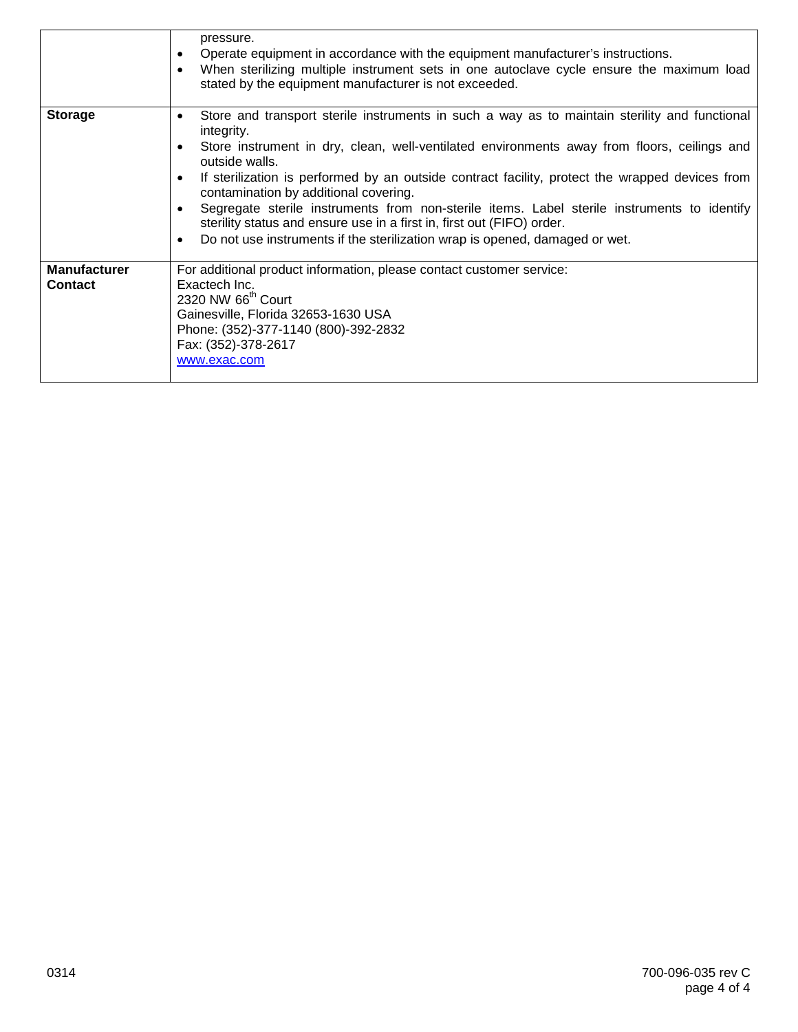| | |
|---|---|
| | pressure.<br>• Operate equipment in accordance with the equipment manufacturer's instructions.<br>• When sterilizing multiple instrument sets in one autoclave cycle ensure the maximum load stated by the equipment manufacturer is not exceeded. |
| **Storage** | • Store and transport sterile instruments in such a way as to maintain sterility and functional integrity.<br>• Store instrument in dry, clean, well-ventilated environments away from floors, ceilings and outside walls.<br>• If sterilization is performed by an outside contract facility, protect the wrapped devices from contamination by additional covering.<br>• Segregate sterile instruments from non-sterile items. Label sterile instruments to identify sterility status and ensure use in a first in, first out (FIFO) order.<br>• Do not use instruments if the sterilization wrap is opened, damaged or wet. |
| **Manufacturer Contact** | For additional product information, please contact customer service:<br>Exactech Inc.<br>2320 NW 66th Court<br>Gainesville, Florida 32653-1630 USA<br>Phone: (352)-377-1140 (800)-392-2832<br>Fax: (352)-378-2617<br>www.exac.com |

0314

700-096-035 rev C